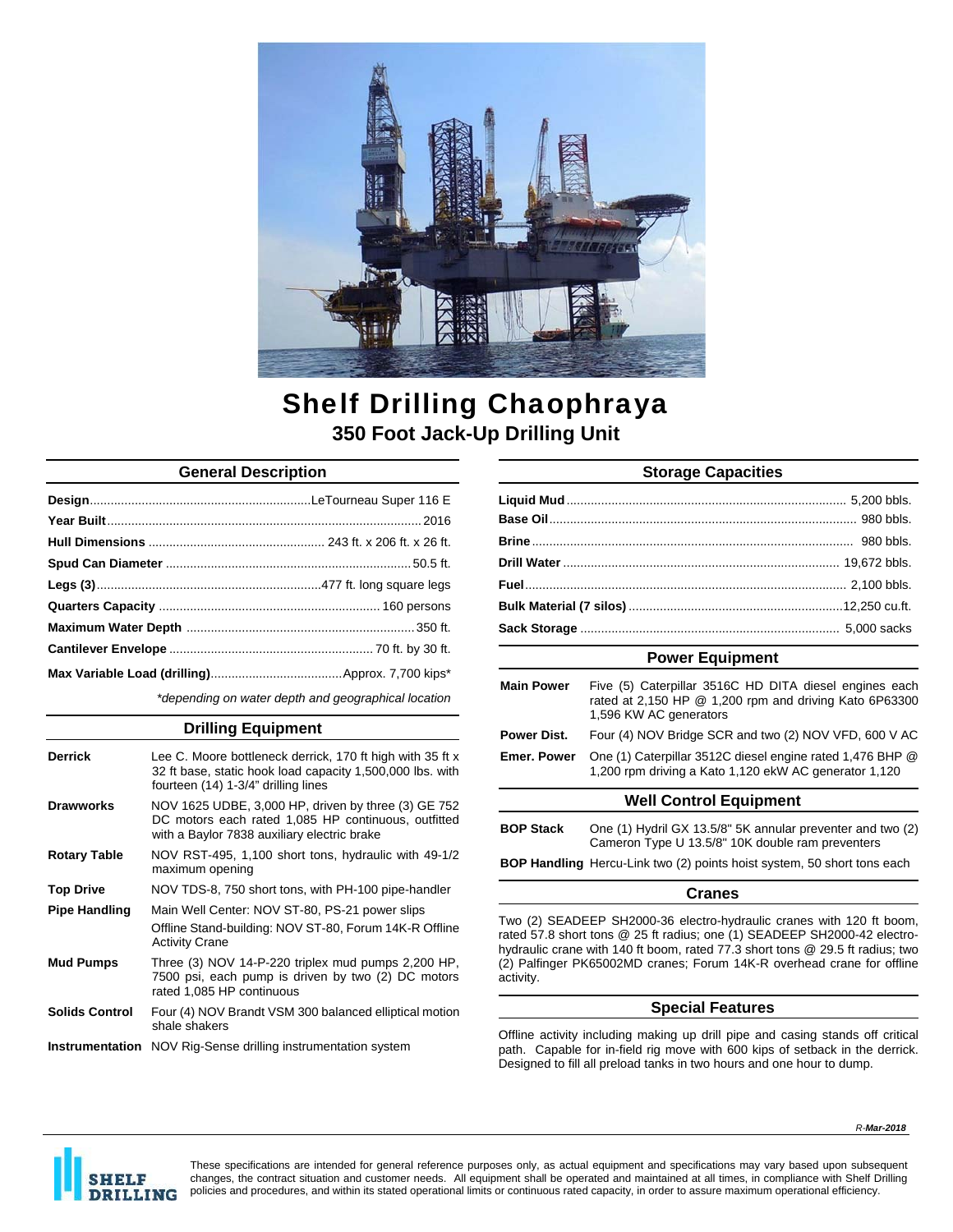# Shelf Drilling Chaophraya

## 350 Foot Jack-Up Drilling Unit

### General Description

| | |
|---|---|
| **Design** | LeTourneau Super 116 E |
| **Year Built** | 2016 |
| **Hull Dimensions** | 243 ft. x 206 ft. x 26 ft. |
| **Spud Can Diameter** | 50.5 ft. |
| **Legs (3)** | 477 ft. long square legs |
| **Quarters Capacity** | 160 persons |
| **Maximum Water Depth** | 350 ft. |
| **Cantilever Envelope** | 70 ft. by 30 ft. |
| **Max Variable Load (drilling)** | Approx. 7,700 kips* |

*\*depending on water depth and geographical location*

### Drilling Equipment

| | |
|---|---|
| **Derrick** | Lee C. Moore bottleneck derrick, 170 ft high with 35 ft x 32 ft base, static hook load capacity 1,500,000 lbs. with fourteen (14) 1-3/4" drilling lines |
| **Drawworks** | NOV 1625 UDBE, 3,000 HP, driven by three (3) GE 752 DC motors each rated 1,085 HP continuous, outfitted with a Baylor 7838 auxiliary electric brake |
| **Rotary Table** | NOV RST-495, 1,100 short tons, hydraulic with 49-1/2 maximum opening |
| **Top Drive** | NOV TDS-8, 750 short tons, with PH-100 pipe-handler |
| **Pipe Handling** | Main Well Center: NOV ST-80, PS-21 power slips<br>Offline Stand-building: NOV ST-80, Forum 14K-R Offline Activity Crane |
| **Mud Pumps** | Three (3) NOV 14-P-220 triplex mud pumps 2,200 HP, 7500 psi, each pump is driven by two (2) DC motors rated 1,085 HP continuous |
| **Solids Control** | Four (4) NOV Brandt VSM 300 balanced elliptical motion shale shakers |
| **Instrumentation** | NOV Rig-Sense drilling instrumentation system |

### Storage Capacities

| | |
|---|---|
| **Liquid Mud** | 5,200 bbls. |
| **Base Oil** | 980 bbls. |
| **Brine** | 980 bbls. |
| **Drill Water** | 19,672 bbls. |
| **Fuel** | 2,100 bbls. |
| **Bulk Material (7 silos)** | 12,250 cu.ft. |
| **Sack Storage** | 5,000 sacks |

### Power Equipment

| | |
|---|---|
| **Main Power** | Five (5) Caterpillar 3516C HD DITA diesel engines each rated at 2,150 HP @ 1,200 rpm and driving Kato 6P63300 1,596 KW AC generators |
| **Power Dist.** | Four (4) NOV Bridge SCR and two (2) NOV VFD, 600 V AC |
| **Emer. Power** | One (1) Caterpillar 3512C diesel engine rated 1,476 BHP @ 1,200 rpm driving a Kato 1,120 ekW AC generator 1,120 |

### Well Control Equipment

| | |
|---|---|
| **BOP Stack** | One (1) Hydril GX 13.5/8" 5K annular preventer and two (2) Cameron Type U 13.5/8" 10K double ram preventers |
| **BOP Handling** | Hercu-Link two (2) points hoist system, 50 short tons each |

### Cranes

Two (2) SEADEEP SH2000-36 electro-hydraulic cranes with 120 ft boom, rated 57.8 short tons @ 25 ft radius; one (1) SEADEEP SH2000-42 electro-hydraulic crane with 140 ft boom, rated 77.3 short tons @ 29.5 ft radius; two (2) Palfinger PK65002MD cranes; Forum 14K-R overhead crane for offline activity.

### Special Features

Offline activity including making up drill pipe and casing stands off critical path. Capable for in-field rig move with 600 kips of setback in the derrick. Designed to fill all preload tanks in two hours and one hour to dump.

R-*Mar-2018*

These specifications are intended for general reference purposes only, as actual equipment and specifications may vary based upon subsequent changes, the contract situation and customer needs. All equipment shall be operated and maintained at all times, in compliance with Shelf Drilling policies and procedures, and within its stated operational limits or continuous rated capacity, in order to assure maximum operational efficiency.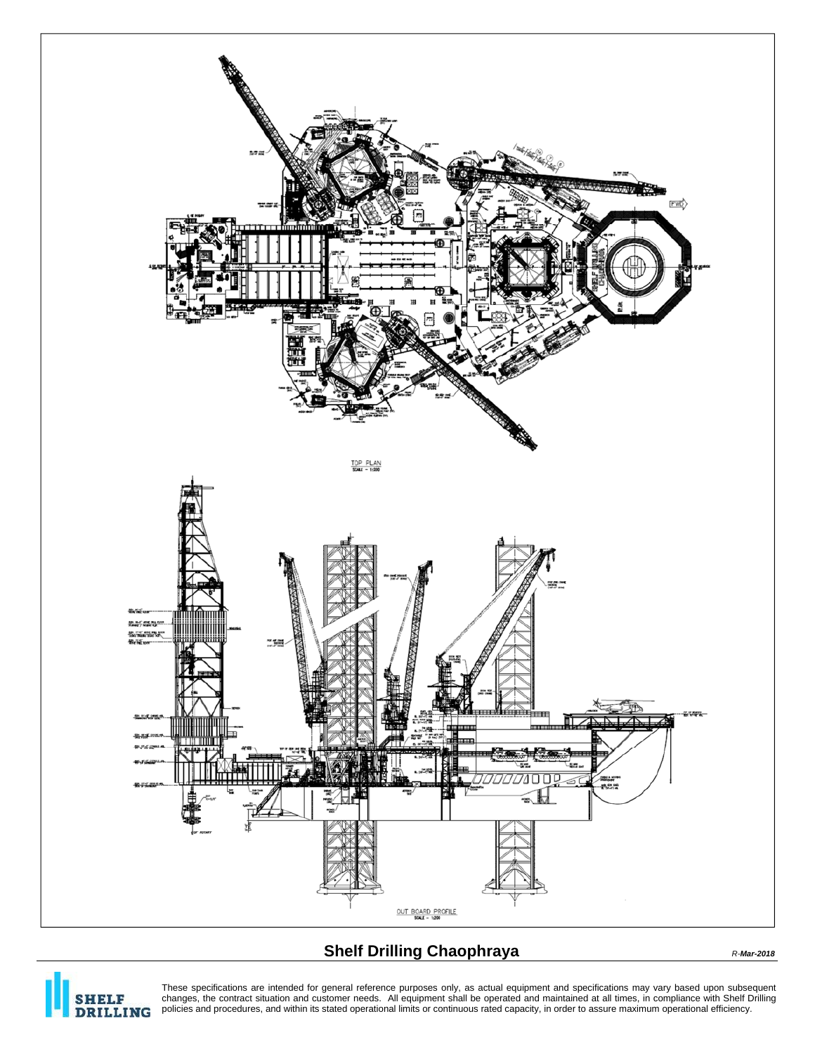TOP PLAN
SCALE - 1:200

OUT BOARD PROFILE
SCALE - 1:200

## Shelf Drilling Chaophraya

*R-Mar-2018*

These specifications are intended for general reference purposes only, as actual equipment and specifications may vary based upon subsequent changes, the contract situation and customer needs. All equipment shall be operated and maintained at all times, in compliance with Shelf Drilling policies and procedures, and within its stated operational limits or continuous rated capacity, in order to assure maximum operational efficiency.